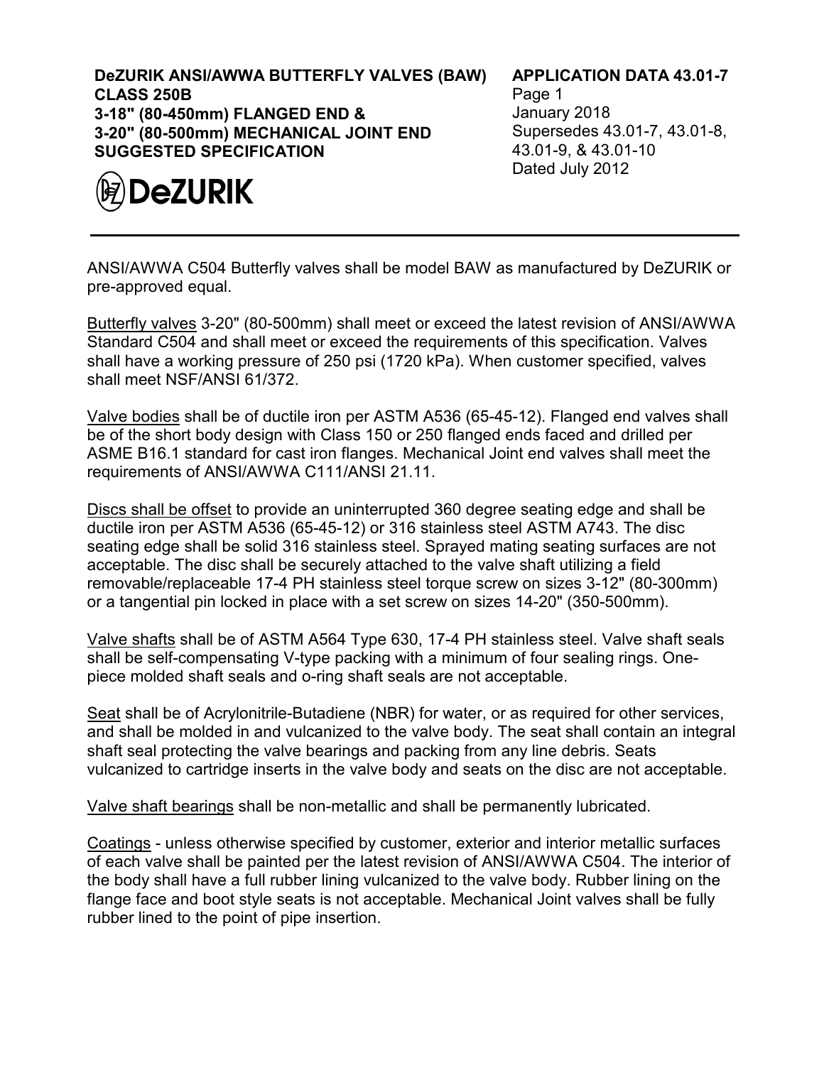**DeZURIK ANSI/AWWA BUTTERFLY VALVES (BAW) CLASS 250B**
**3-18" (80-450mm) FLANGED END &**
**3-20" (80-500mm) MECHANICAL JOINT END**
**SUGGESTED SPECIFICATION**

**APPLICATION DATA 43.01-7**
Page 1
January 2018
Supersedes 43.01-7, 43.01-8, 43.01-9, & 43.01-10
Dated July 2012

DeZURIK

---

ANSI/AWWA C504 Butterfly valves shall be model BAW as manufactured by DeZURIK or pre-approved equal.

Butterfly valves 3-20" (80-500mm) shall meet or exceed the latest revision of ANSI/AWWA Standard C504 and shall meet or exceed the requirements of this specification. Valves shall have a working pressure of 250 psi (1720 kPa). When customer specified, valves shall meet NSF/ANSI 61/372.

Valve bodies shall be of ductile iron per ASTM A536 (65-45-12). Flanged end valves shall be of the short body design with Class 150 or 250 flanged ends faced and drilled per ASME B16.1 standard for cast iron flanges. Mechanical Joint end valves shall meet the requirements of ANSI/AWWA C111/ANSI 21.11.

Discs shall be offset to provide an uninterrupted 360 degree seating edge and shall be ductile iron per ASTM A536 (65-45-12) or 316 stainless steel ASTM A743. The disc seating edge shall be solid 316 stainless steel. Sprayed mating seating surfaces are not acceptable. The disc shall be securely attached to the valve shaft utilizing a field removable/replaceable 17-4 PH stainless steel torque screw on sizes 3-12" (80-300mm) or a tangential pin locked in place with a set screw on sizes 14-20" (350-500mm).

Valve shafts shall be of ASTM A564 Type 630, 17-4 PH stainless steel. Valve shaft seals shall be self-compensating V-type packing with a minimum of four sealing rings. One-piece molded shaft seals and o-ring shaft seals are not acceptable.

Seat shall be of Acrylonitrile-Butadiene (NBR) for water, or as required for other services, and shall be molded in and vulcanized to the valve body. The seat shall contain an integral shaft seal protecting the valve bearings and packing from any line debris. Seats vulcanized to cartridge inserts in the valve body and seats on the disc are not acceptable.

Valve shaft bearings shall be non-metallic and shall be permanently lubricated.

Coatings - unless otherwise specified by customer, exterior and interior metallic surfaces of each valve shall be painted per the latest revision of ANSI/AWWA C504. The interior of the body shall have a full rubber lining vulcanized to the valve body. Rubber lining on the flange face and boot style seats is not acceptable. Mechanical Joint valves shall be fully rubber lined to the point of pipe insertion.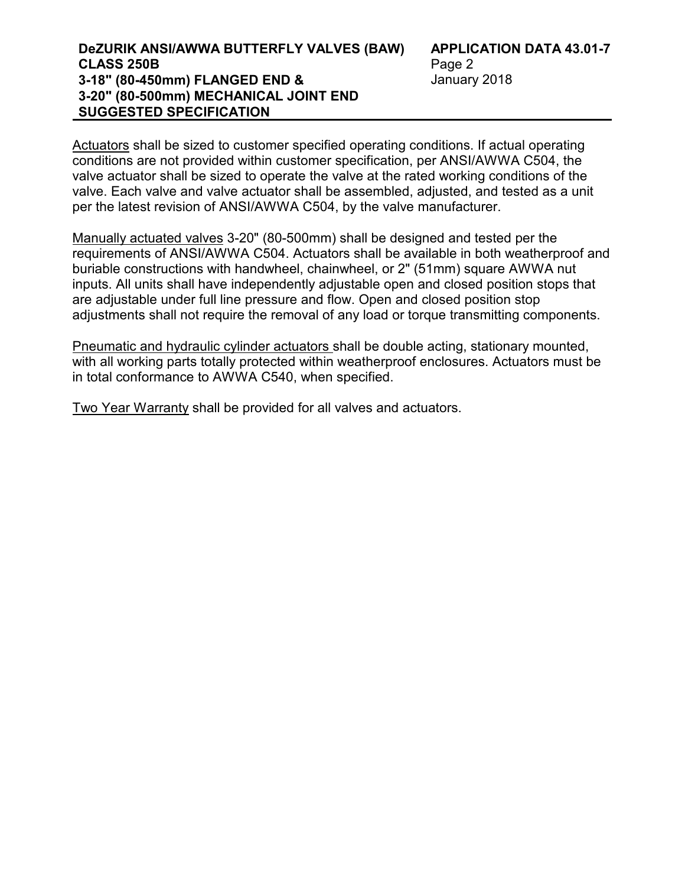Actuators shall be sized to customer specified operating conditions. If actual operating conditions are not provided within customer specification, per ANSI/AWWA C504, the valve actuator shall be sized to operate the valve at the rated working conditions of the valve. Each valve and valve actuator shall be assembled, adjusted, and tested as a unit per the latest revision of ANSI/AWWA C504, by the valve manufacturer.

Manually actuated valves 3-20" (80-500mm) shall be designed and tested per the requirements of ANSI/AWWA C504. Actuators shall be available in both weatherproof and buriable constructions with handwheel, chainwheel, or 2" (51mm) square AWWA nut inputs. All units shall have independently adjustable open and closed position stops that are adjustable under full line pressure and flow. Open and closed position stop adjustments shall not require the removal of any load or torque transmitting components.

Pneumatic and hydraulic cylinder actuators shall be double acting, stationary mounted, with all working parts totally protected within weatherproof enclosures. Actuators must be in total conformance to AWWA C540, when specified.

Two Year Warranty shall be provided for all valves and actuators.